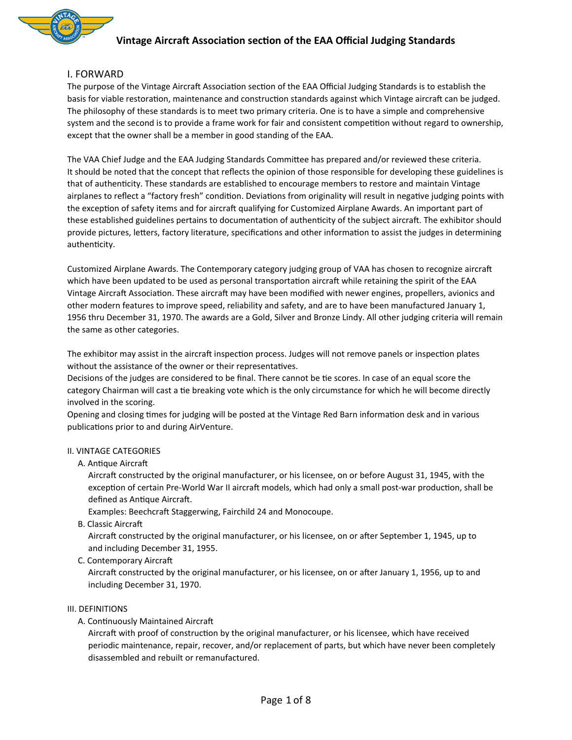# Vintage Aircraft Association section of the EAA Official Judging Standards

## I. FORWARD

The purpose of the Vintage Aircraft Association section of the EAA Official Judging Standards is to establish the basis for viable restoration, maintenance and construction standards against which Vintage aircraft can be judged. The philosophy of these standards is to meet two primary criteria. One is to have a simple and comprehensive system and the second is to provide a frame work for fair and consistent competition without regard to ownership, except that the owner shall be a member in good standing of the EAA.

The VAA Chief Judge and the EAA Judging Standards Committee has prepared and/or reviewed these criteria. It should be noted that the concept that reflects the opinion of those responsible for developing these guidelines is that of authenticity. These standards are established to encourage members to restore and maintain Vintage airplanes to reflect a "factory fresh" condition. Deviations from originality will result in negative judging points with the exception of safety items and for aircraft qualifying for Customized Airplane Awards. An important part of these established guidelines pertains to documentation of authenticity of the subject aircraft. The exhibitor should provide pictures, letters, factory literature, specifications and other information to assist the judges in determining authenticity.

Customized Airplane Awards. The Contemporary category judging group of VAA has chosen to recognize aircraft which have been updated to be used as personal transportation aircraft while retaining the spirit of the EAA Vintage Aircraft Association. These aircraft may have been modified with newer engines, propellers, avionics and other modern features to improve speed, reliability and safety, and are to have been manufactured January 1, 1956 thru December 31, 1970. The awards are a Gold, Silver and Bronze Lindy. All other judging criteria will remain the same as other categories.

The exhibitor may assist in the aircraft inspection process. Judges will not remove panels or inspection plates without the assistance of the owner or their representatives.
Decisions of the judges are considered to be final. There cannot be tie scores. In case of an equal score the category Chairman will cast a tie breaking vote which is the only circumstance for which he will become directly involved in the scoring.
Opening and closing times for judging will be posted at the Vintage Red Barn information desk and in various publications prior to and during AirVenture.

## II. VINTAGE CATEGORIES

A. Antique Aircraft
   Aircraft constructed by the original manufacturer, or his licensee, on or before August 31, 1945, with the exception of certain Pre-World War II aircraft models, which had only a small post-war production, shall be defined as Antique Aircraft.
   Examples: Beechcraft Staggerwing, Fairchild 24 and Monocoupe.

B. Classic Aircraft
   Aircraft constructed by the original manufacturer, or his licensee, on or after September 1, 1945, up to and including December 31, 1955.

C. Contemporary Aircraft
   Aircraft constructed by the original manufacturer, or his licensee, on or after January 1, 1956, up to and including December 31, 1970.

## III. DEFINITIONS

A. Continuously Maintained Aircraft
   Aircraft with proof of construction by the original manufacturer, or his licensee, which have received periodic maintenance, repair, recover, and/or replacement of parts, but which have never been completely disassembled and rebuilt or remanufactured.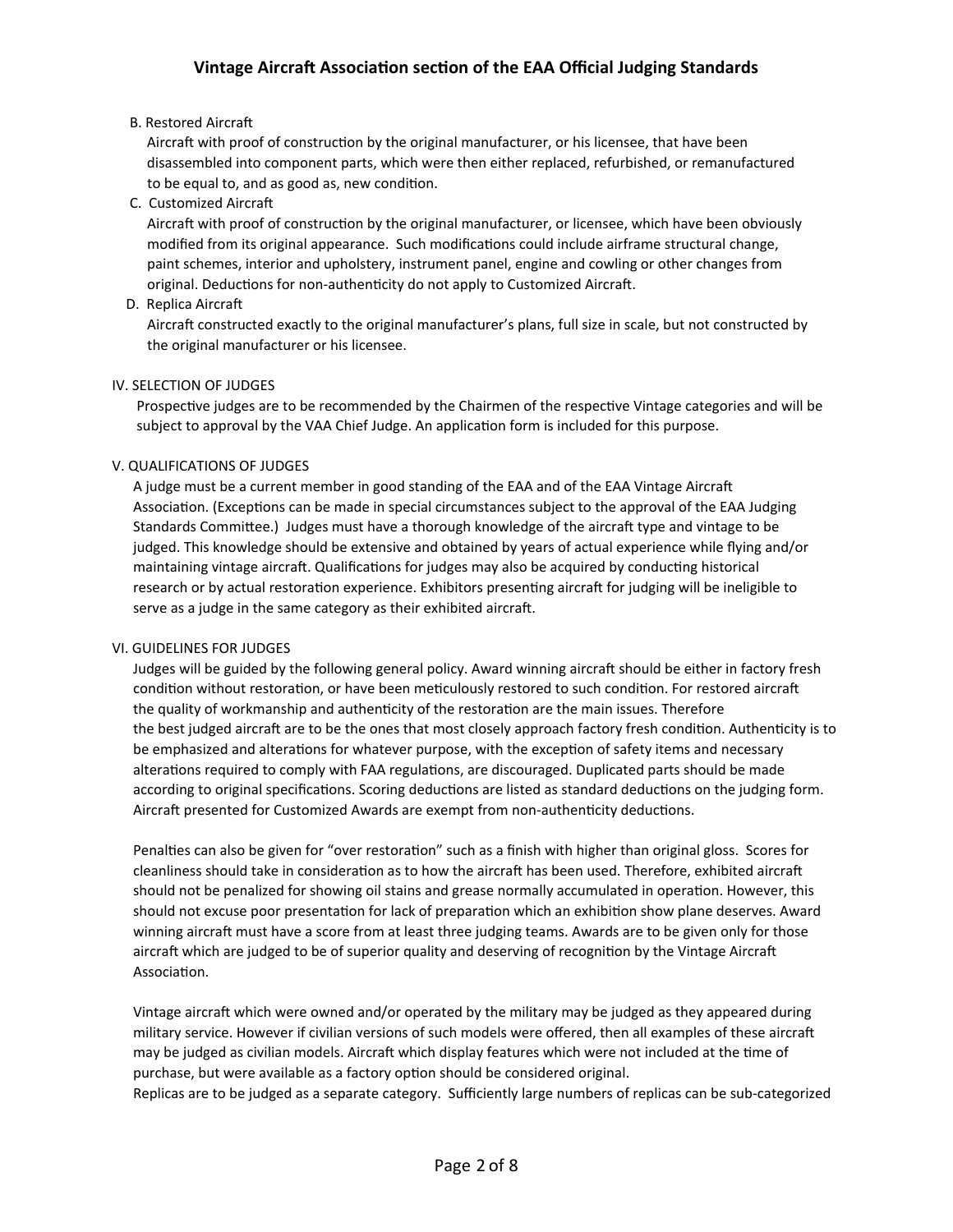B. Restored Aircraft

Aircraft with proof of construction by the original manufacturer, or his licensee, that have been disassembled into component parts, which were then either replaced, refurbished, or remanufactured to be equal to, and as good as, new condition.

C. Customized Aircraft

Aircraft with proof of construction by the original manufacturer, or licensee, which have been obviously modified from its original appearance. Such modifications could include airframe structural change, paint schemes, interior and upholstery, instrument panel, engine and cowling or other changes from original. Deductions for non-authenticity do not apply to Customized Aircraft.

D. Replica Aircraft

Aircraft constructed exactly to the original manufacturer's plans, full size in scale, but not constructed by the original manufacturer or his licensee.

## IV. SELECTION OF JUDGES

Prospective judges are to be recommended by the Chairmen of the respective Vintage categories and will be subject to approval by the VAA Chief Judge. An application form is included for this purpose.

## V. QUALIFICATIONS OF JUDGES

A judge must be a current member in good standing of the EAA and of the EAA Vintage Aircraft Association. (Exceptions can be made in special circumstances subject to the approval of the EAA Judging Standards Committee.) Judges must have a thorough knowledge of the aircraft type and vintage to be judged. This knowledge should be extensive and obtained by years of actual experience while flying and/or maintaining vintage aircraft. Qualifications for judges may also be acquired by conducting historical research or by actual restoration experience. Exhibitors presenting aircraft for judging will be ineligible to serve as a judge in the same category as their exhibited aircraft.

## VI. GUIDELINES FOR JUDGES

Judges will be guided by the following general policy. Award winning aircraft should be either in factory fresh condition without restoration, or have been meticulously restored to such condition. For restored aircraft the quality of workmanship and authenticity of the restoration are the main issues. Therefore the best judged aircraft are to be the ones that most closely approach factory fresh condition. Authenticity is to be emphasized and alterations for whatever purpose, with the exception of safety items and necessary alterations required to comply with FAA regulations, are discouraged. Duplicated parts should be made according to original specifications. Scoring deductions are listed as standard deductions on the judging form. Aircraft presented for Customized Awards are exempt from non-authenticity deductions.

Penalties can also be given for "over restoration" such as a finish with higher than original gloss. Scores for cleanliness should take in consideration as to how the aircraft has been used. Therefore, exhibited aircraft should not be penalized for showing oil stains and grease normally accumulated in operation. However, this should not excuse poor presentation for lack of preparation which an exhibition show plane deserves. Award winning aircraft must have a score from at least three judging teams. Awards are to be given only for those aircraft which are judged to be of superior quality and deserving of recognition by the Vintage Aircraft Association.

Vintage aircraft which were owned and/or operated by the military may be judged as they appeared during military service. However if civilian versions of such models were offered, then all examples of these aircraft may be judged as civilian models. Aircraft which display features which were not included at the time of purchase, but were available as a factory option should be considered original.

Replicas are to be judged as a separate category. Sufficiently large numbers of replicas can be sub-categorized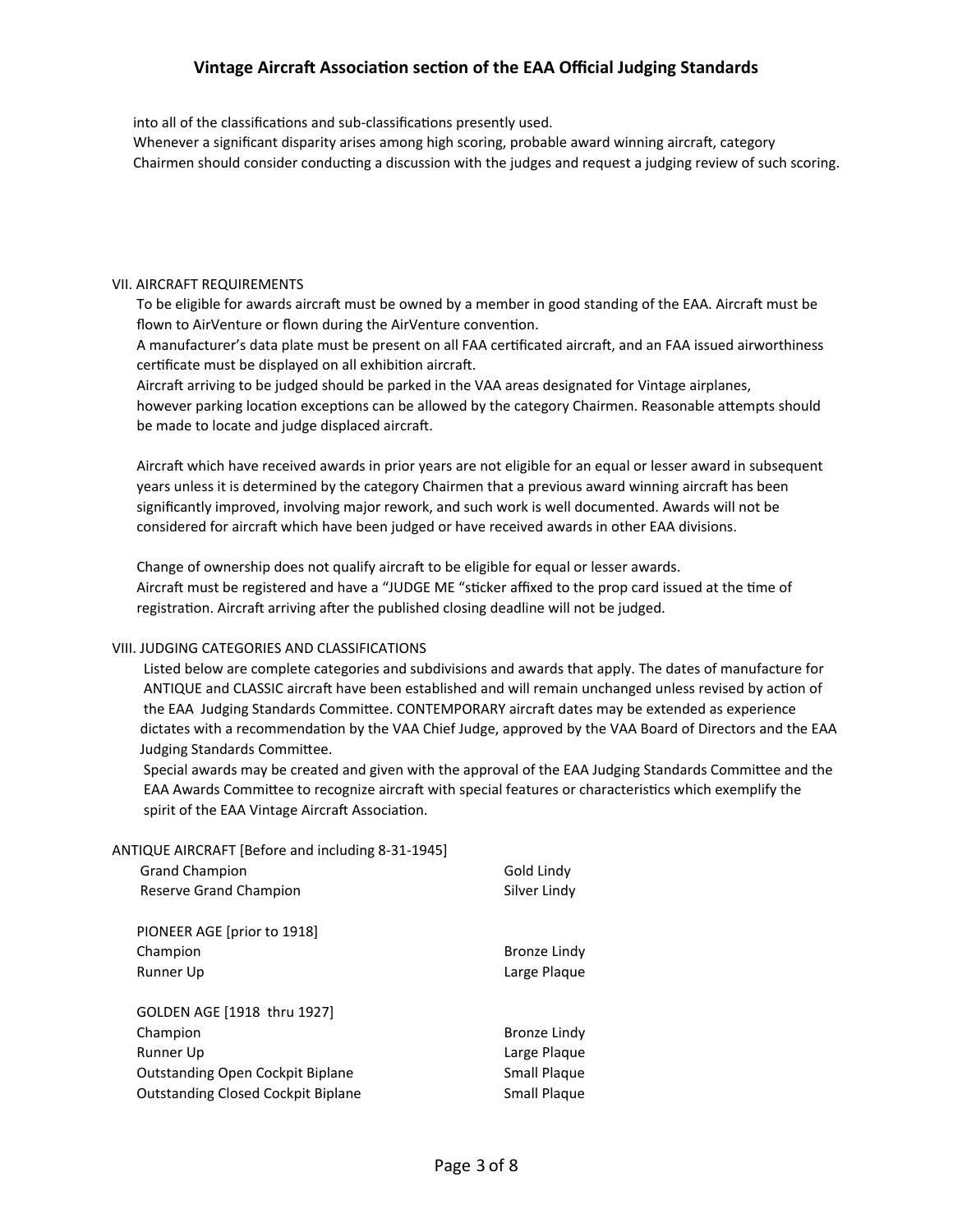into all of the classifications and sub-classifications presently used.
Whenever a significant disparity arises among high scoring, probable award winning aircraft, category Chairmen should consider conducting a discussion with the judges and request a judging review of such scoring.

## VII. AIRCRAFT REQUIREMENTS

To be eligible for awards aircraft must be owned by a member in good standing of the EAA. Aircraft must be flown to AirVenture or flown during the AirVenture convention.
A manufacturer's data plate must be present on all FAA certificated aircraft, and an FAA issued airworthiness certificate must be displayed on all exhibition aircraft.
Aircraft arriving to be judged should be parked in the VAA areas designated for Vintage airplanes, however parking location exceptions can be allowed by the category Chairmen. Reasonable attempts should be made to locate and judge displaced aircraft.

Aircraft which have received awards in prior years are not eligible for an equal or lesser award in subsequent years unless it is determined by the category Chairmen that a previous award winning aircraft has been significantly improved, involving major rework, and such work is well documented. Awards will not be considered for aircraft which have been judged or have received awards in other EAA divisions.

Change of ownership does not qualify aircraft to be eligible for equal or lesser awards.
Aircraft must be registered and have a "JUDGE ME "sticker affixed to the prop card issued at the time of registration. Aircraft arriving after the published closing deadline will not be judged.

## VIII. JUDGING CATEGORIES AND CLASSIFICATIONS

Listed below are complete categories and subdivisions and awards that apply. The dates of manufacture for ANTIQUE and CLASSIC aircraft have been established and will remain unchanged unless revised by action of the EAA Judging Standards Committee. CONTEMPORARY aircraft dates may be extended as experience dictates with a recommendation by the VAA Chief Judge, approved by the VAA Board of Directors and the EAA Judging Standards Committee.
Special awards may be created and given with the approval of the EAA Judging Standards Committee and the EAA Awards Committee to recognize aircraft with special features or characteristics which exemplify the spirit of the EAA Vintage Aircraft Association.

ANTIQUE AIRCRAFT [Before and including 8-31-1945]

| Award | Prize |
|---|---|
| Grand Champion | Gold Lindy |
| Reserve Grand Champion | Silver Lindy |

PIONEER AGE [prior to 1918]

| Award | Prize |
|---|---|
| Champion | Bronze Lindy |
| Runner Up | Large Plaque |

GOLDEN AGE [1918 thru 1927]

| Award | Prize |
|---|---|
| Champion | Bronze Lindy |
| Runner Up | Large Plaque |
| Outstanding Open Cockpit Biplane | Small Plaque |
| Outstanding Closed Cockpit Biplane | Small Plaque |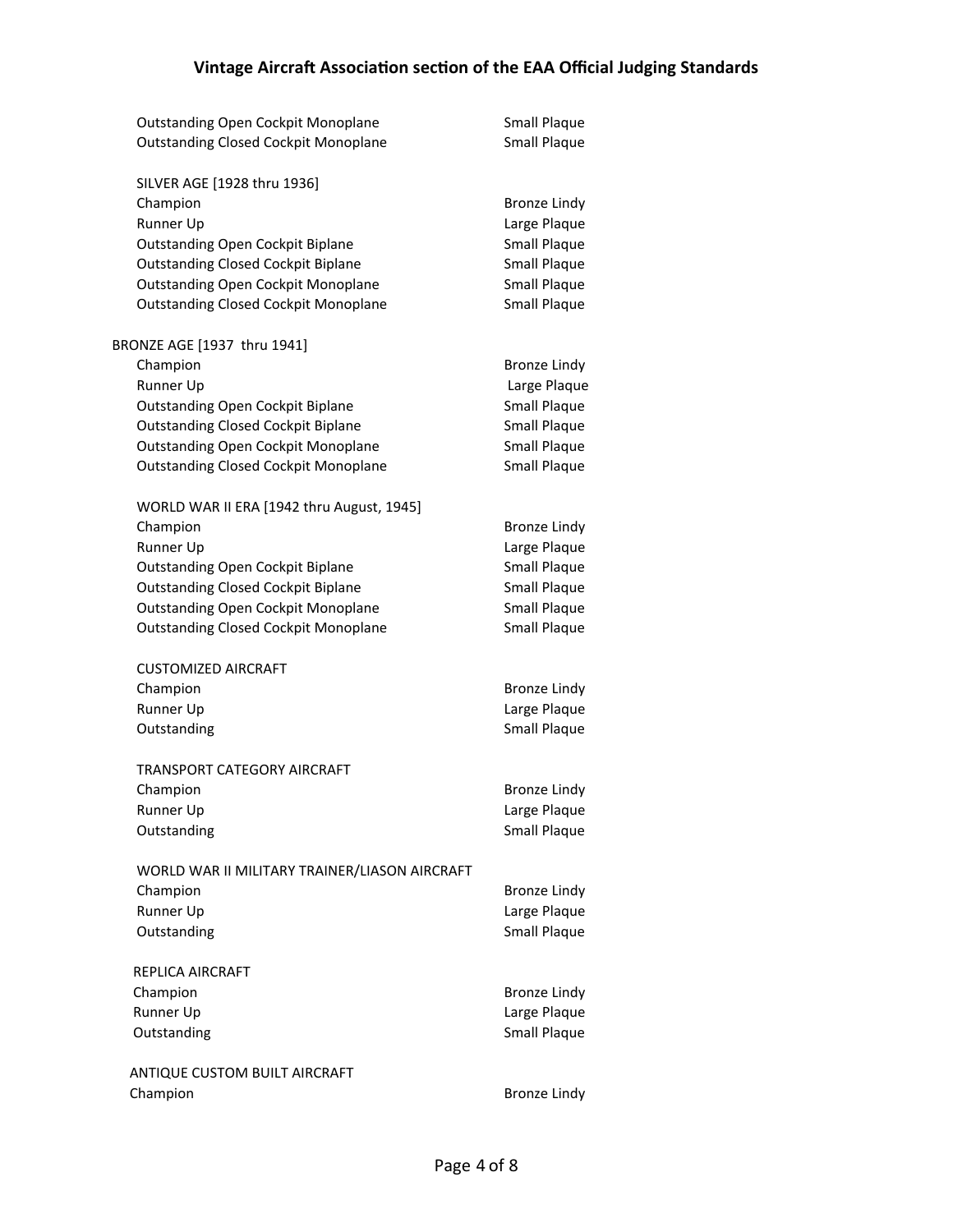| | |
|---|---|
| Outstanding Open Cockpit Monoplane | Small Plaque |
| Outstanding Closed Cockpit Monoplane | Small Plaque |

SILVER AGE [1928 thru 1936]

| | |
|---|---|
| Champion | Bronze Lindy |
| Runner Up | Large Plaque |
| Outstanding Open Cockpit Biplane | Small Plaque |
| Outstanding Closed Cockpit Biplane | Small Plaque |
| Outstanding Open Cockpit Monoplane | Small Plaque |
| Outstanding Closed Cockpit Monoplane | Small Plaque |

BRONZE AGE [1937 thru 1941]

| | |
|---|---|
| Champion | Bronze Lindy |
| Runner Up | Large Plaque |
| Outstanding Open Cockpit Biplane | Small Plaque |
| Outstanding Closed Cockpit Biplane | Small Plaque |
| Outstanding Open Cockpit Monoplane | Small Plaque |
| Outstanding Closed Cockpit Monoplane | Small Plaque |

WORLD WAR II ERA [1942 thru August, 1945]

| | |
|---|---|
| Champion | Bronze Lindy |
| Runner Up | Large Plaque |
| Outstanding Open Cockpit Biplane | Small Plaque |
| Outstanding Closed Cockpit Biplane | Small Plaque |
| Outstanding Open Cockpit Monoplane | Small Plaque |
| Outstanding Closed Cockpit Monoplane | Small Plaque |

CUSTOMIZED AIRCRAFT

| | |
|---|---|
| Champion | Bronze Lindy |
| Runner Up | Large Plaque |
| Outstanding | Small Plaque |

TRANSPORT CATEGORY AIRCRAFT

| | |
|---|---|
| Champion | Bronze Lindy |
| Runner Up | Large Plaque |
| Outstanding | Small Plaque |

WORLD WAR II MILITARY TRAINER/LIASON AIRCRAFT

| | |
|---|---|
| Champion | Bronze Lindy |
| Runner Up | Large Plaque |
| Outstanding | Small Plaque |

REPLICA AIRCRAFT

| | |
|---|---|
| Champion | Bronze Lindy |
| Runner Up | Large Plaque |
| Outstanding | Small Plaque |

ANTIQUE CUSTOM BUILT AIRCRAFT

| | |
|---|---|
| Champion | Bronze Lindy |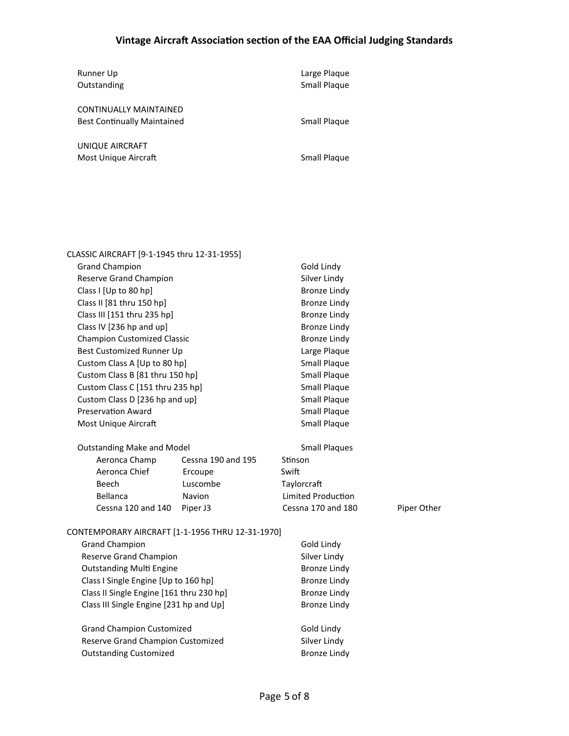| Award | Prize |
|---|---|
| Runner Up | Large Plaque |
| Outstanding | Small Plaque |

CONTINUALLY MAINTAINED

| Award | Prize |
|---|---|
| Best Continually Maintained | Small Plaque |

UNIQUE AIRCRAFT

| Award | Prize |
|---|---|
| Most Unique Aircraft | Small Plaque |

CLASSIC AIRCRAFT [9-1-1945 thru 12-31-1955]

| Award | Prize |
|---|---|
| Grand Champion | Gold Lindy |
| Reserve Grand Champion | Silver Lindy |
| Class I [Up to 80 hp] | Bronze Lindy |
| Class II [81 thru 150 hp] | Bronze Lindy |
| Class III [151 thru 235 hp] | Bronze Lindy |
| Class IV [236 hp and up] | Bronze Lindy |
| Champion Customized Classic | Bronze Lindy |
| Best Customized Runner Up | Large Plaque |
| Custom Class A [Up to 80 hp] | Small Plaque |
| Custom Class B [81 thru 150 hp] | Small Plaque |
| Custom Class C [151 thru 235 hp] | Small Plaque |
| Custom Class D [236 hp and up] | Small Plaque |
| Preservation Award | Small Plaque |
| Most Unique Aircraft | Small Plaque |

Outstanding Make and Model — Small Plaques

| | | | |
|---|---|---|---|
| Aeronca Champ | Cessna 190 and 195 | Stinson | |
| Aeronca Chief | Ercoupe | Swift | |
| Beech | Luscombe | Taylorcraft | |
| Bellanca | Navion | Limited Production | |
| Cessna 120 and 140 | Piper J3 | Cessna 170 and 180 | Piper Other |

CONTEMPORARY AIRCRAFT [1-1-1956 THRU 12-31-1970]

| Award | Prize |
|---|---|
| Grand Champion | Gold Lindy |
| Reserve Grand Champion | Silver Lindy |
| Outstanding Multi Engine | Bronze Lindy |
| Class I Single Engine [Up to 160 hp] | Bronze Lindy |
| Class II Single Engine [161 thru 230 hp] | Bronze Lindy |
| Class III Single Engine [231 hp and Up] | Bronze Lindy |

| Award | Prize |
|---|---|
| Grand Champion Customized | Gold Lindy |
| Reserve Grand Champion Customized | Silver Lindy |
| Outstanding Customized | Bronze Lindy |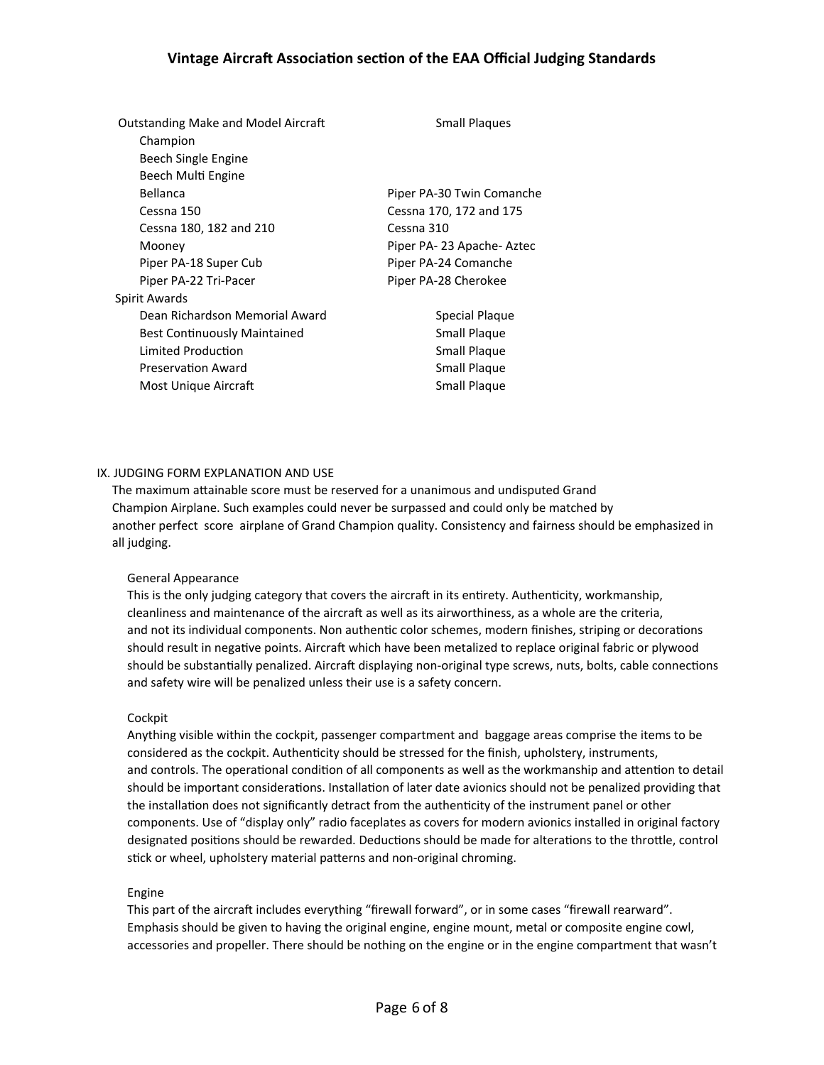Outstanding Make and Model Aircraft — Small Plaques

- Champion
- Beech Single Engine
- Beech Multi Engine
- Bellanca
- Cessna 150
- Cessna 180, 182 and 210
- Mooney
- Piper PA-18 Super Cub
- Piper PA-22 Tri-Pacer
- Piper PA-30 Twin Comanche
- Cessna 170, 172 and 175
- Cessna 310
- Piper PA- 23 Apache- Aztec
- Piper PA-24 Comanche
- Piper PA-28 Cherokee

Spirit Awards

| Award | Prize |
|---|---|
| Dean Richardson Memorial Award | Special Plaque |
| Best Continuously Maintained | Small Plaque |
| Limited Production | Small Plaque |
| Preservation Award | Small Plaque |
| Most Unique Aircraft | Small Plaque |

## IX. JUDGING FORM EXPLANATION AND USE

The maximum attainable score must be reserved for a unanimous and undisputed Grand Champion Airplane. Such examples could never be surpassed and could only be matched by another perfect score airplane of Grand Champion quality. Consistency and fairness should be emphasized in all judging.

### General Appearance

This is the only judging category that covers the aircraft in its entirety. Authenticity, workmanship, cleanliness and maintenance of the aircraft as well as its airworthiness, as a whole are the criteria, and not its individual components. Non authentic color schemes, modern finishes, striping or decorations should result in negative points. Aircraft which have been metalized to replace original fabric or plywood should be substantially penalized. Aircraft displaying non-original type screws, nuts, bolts, cable connections and safety wire will be penalized unless their use is a safety concern.

### Cockpit

Anything visible within the cockpit, passenger compartment and baggage areas comprise the items to be considered as the cockpit. Authenticity should be stressed for the finish, upholstery, instruments, and controls. The operational condition of all components as well as the workmanship and attention to detail should be important considerations. Installation of later date avionics should not be penalized providing that the installation does not significantly detract from the authenticity of the instrument panel or other components. Use of "display only" radio faceplates as covers for modern avionics installed in original factory designated positions should be rewarded. Deductions should be made for alterations to the throttle, control stick or wheel, upholstery material patterns and non-original chroming.

### Engine

This part of the aircraft includes everything "firewall forward", or in some cases "firewall rearward". Emphasis should be given to having the original engine, engine mount, metal or composite engine cowl, accessories and propeller. There should be nothing on the engine or in the engine compartment that wasn't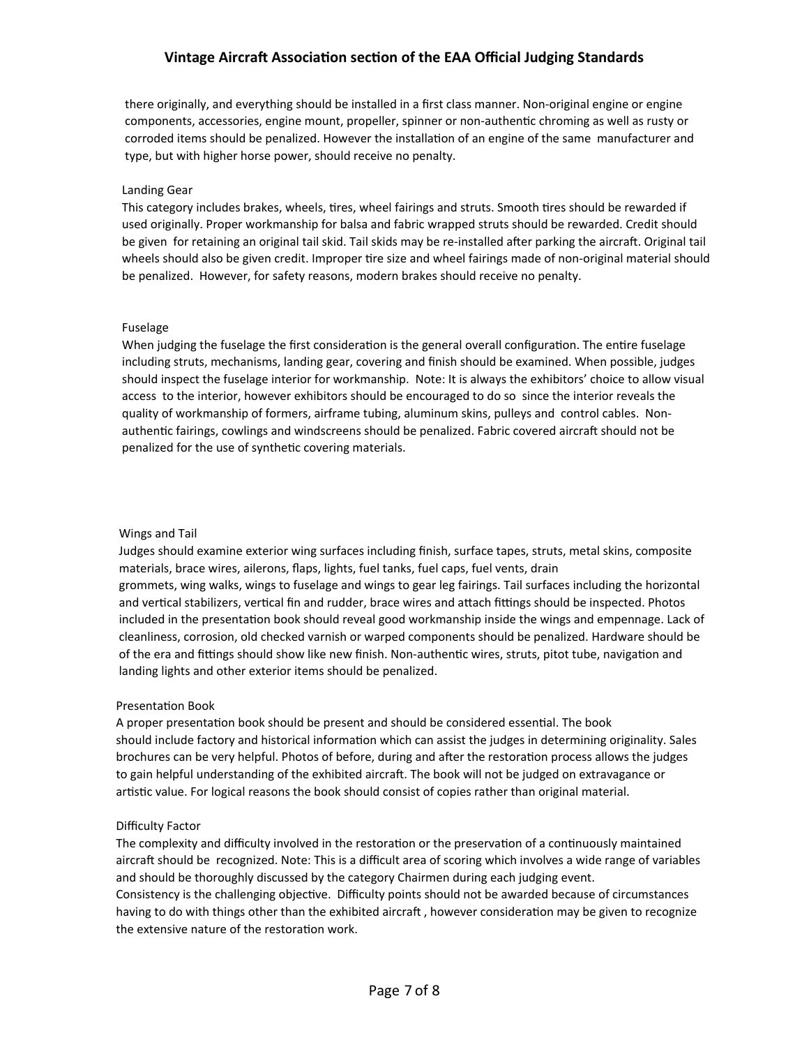there originally, and everything should be installed in a first class manner. Non-original engine or engine components, accessories, engine mount, propeller, spinner or non-authentic chroming as well as rusty or corroded items should be penalized. However the installation of an engine of the same manufacturer and type, but with higher horse power, should receive no penalty.

### Landing Gear

This category includes brakes, wheels, tires, wheel fairings and struts. Smooth tires should be rewarded if used originally. Proper workmanship for balsa and fabric wrapped struts should be rewarded. Credit should be given for retaining an original tail skid. Tail skids may be re-installed after parking the aircraft. Original tail wheels should also be given credit. Improper tire size and wheel fairings made of non-original material should be penalized. However, for safety reasons, modern brakes should receive no penalty.

### Fuselage

When judging the fuselage the first consideration is the general overall configuration. The entire fuselage including struts, mechanisms, landing gear, covering and finish should be examined. When possible, judges should inspect the fuselage interior for workmanship. Note: It is always the exhibitors' choice to allow visual access to the interior, however exhibitors should be encouraged to do so since the interior reveals the quality of workmanship of formers, airframe tubing, aluminum skins, pulleys and control cables. Non-authentic fairings, cowlings and windscreens should be penalized. Fabric covered aircraft should not be penalized for the use of synthetic covering materials.

### Wings and Tail

Judges should examine exterior wing surfaces including finish, surface tapes, struts, metal skins, composite materials, brace wires, ailerons, flaps, lights, fuel tanks, fuel caps, fuel vents, drain grommets, wing walks, wings to fuselage and wings to gear leg fairings. Tail surfaces including the horizontal and vertical stabilizers, vertical fin and rudder, brace wires and attach fittings should be inspected. Photos included in the presentation book should reveal good workmanship inside the wings and empennage. Lack of cleanliness, corrosion, old checked varnish or warped components should be penalized. Hardware should be of the era and fittings should show like new finish. Non-authentic wires, struts, pitot tube, navigation and landing lights and other exterior items should be penalized.

### Presentation Book

A proper presentation book should be present and should be considered essential. The book should include factory and historical information which can assist the judges in determining originality. Sales brochures can be very helpful. Photos of before, during and after the restoration process allows the judges to gain helpful understanding of the exhibited aircraft. The book will not be judged on extravagance or artistic value. For logical reasons the book should consist of copies rather than original material.

### Difficulty Factor

The complexity and difficulty involved in the restoration or the preservation of a continuously maintained aircraft should be recognized. Note: This is a difficult area of scoring which involves a wide range of variables and should be thoroughly discussed by the category Chairmen during each judging event.
Consistency is the challenging objective. Difficulty points should not be awarded because of circumstances having to do with things other than the exhibited aircraft , however consideration may be given to recognize the extensive nature of the restoration work.